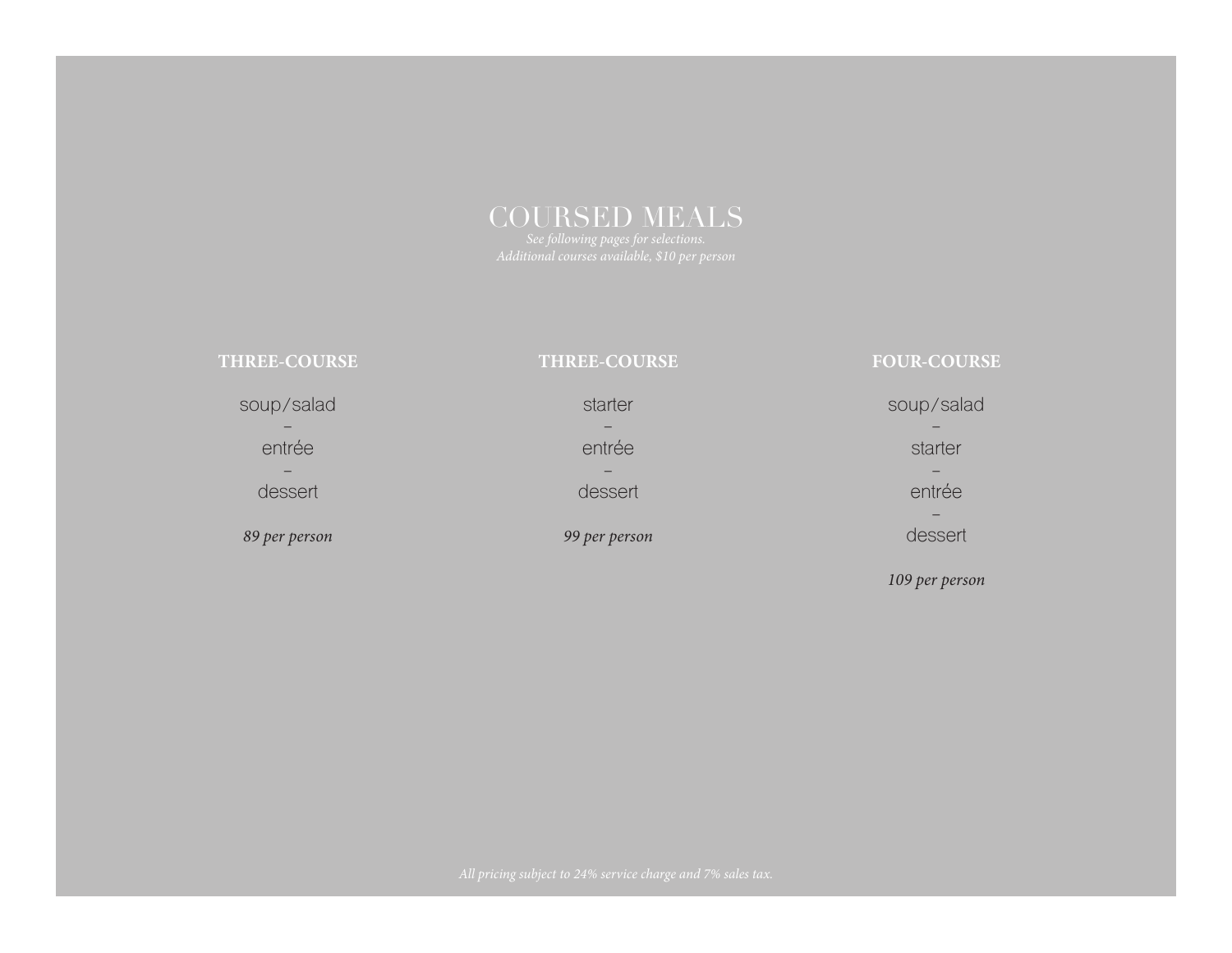# COURSED MEALS

*See following pages for selections.*
*Additional courses available, $10 per person*

**THREE-COURSE**

soup/salad
–
entrée
–
dessert

*89 per person*

**THREE-COURSE**

starter
–
entrée
–
dessert

*99 per person*

**FOUR-COURSE**

soup/salad
–
starter
–
entrée
–
dessert

*109 per person*

*All pricing subject to 24% service charge and 7% sales tax.*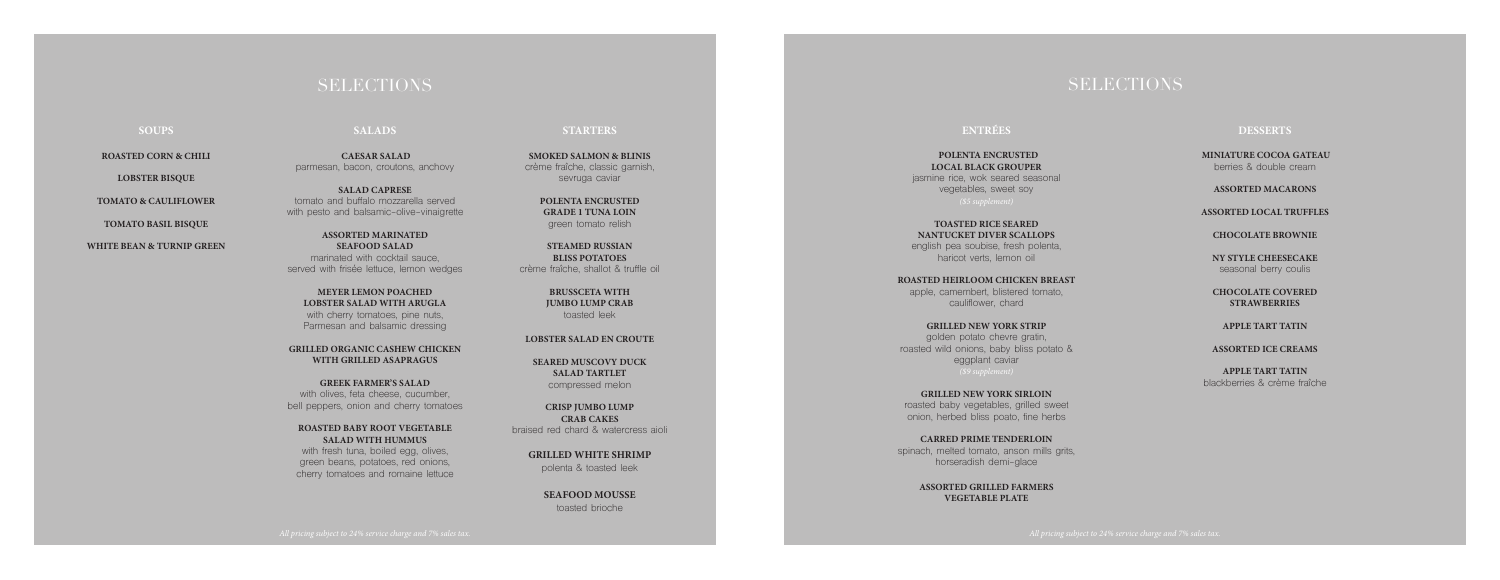# SELECTIONS

## SOUPS

**ROASTED CORN & CHILI**

**LOBSTER BISQUE**

**TOMATO & CAULIFLOWER**

**TOMATO BASIL BISQUE**

**WHITE BEAN & TURNIP GREEN**

## SALADS

**CAESAR SALAD**
parmesan, bacon, croutons, anchovy

**SALAD CAPRESE**
tomato and buffalo mozzarella served with pesto and balsamic-olive-vinaigrette

**ASSORTED MARINATED SEAFOOD SALAD**
marinated with cocktail sauce, served with frisée lettuce, lemon wedges

**MEYER LEMON POACHED LOBSTER SALAD WITH ARUGLA**
with cherry tomatoes, pine nuts, Parmesan and balsamic dressing

**GRILLED ORGANIC CASHEW CHICKEN WITH GRILLED ASAPRAGUS**

**GREEK FARMER'S SALAD**
with olives, feta cheese, cucumber, bell peppers, onion and cherry tomatoes

**ROASTED BABY ROOT VEGETABLE SALAD WITH HUMMUS**
with fresh tuna, boiled egg, olives, green beans, potatoes, red onions, cherry tomatoes and romaine lettuce

## STARTERS

**SMOKED SALMON & BLINIS**
crème fraîche, classic garnish, sevruga caviar

**POLENTA ENCRUSTED GRADE 1 TUNA LOIN**
green tomato relish

**STEAMED RUSSIAN BLISS POTATOES**
crème fraîche, shallot & truffle oil

**BRUSSCETA WITH JUMBO LUMP CRAB**
toasted leek

**LOBSTER SALAD EN CROUTE**

**SEARED MUSCOVY DUCK SALAD TARTLET**
compressed melon

**CRISP JUMBO LUMP CRAB CAKES**
braised red chard & watercress aioli

**GRILLED WHITE SHRIMP**
polenta & toasted leek

**SEAFOOD MOUSSE**
toasted brioche

*All pricing subject to 24% service charge and 7% sales tax.*

# SELECTIONS

## ENTRÉES

**POLENTA ENCRUSTED LOCAL BLACK GROUPER**
jasmine rice, wok seared seasonal vegetables, sweet soy
*($5 supplement)*

**TOASTED RICE SEARED NANTUCKET DIVER SCALLOPS**
english pea soubise, fresh polenta, haricot verts, lemon oil

**ROASTED HEIRLOOM CHICKEN BREAST**
apple, camembert, blistered tomato, cauliflower, chard

**GRILLED NEW YORK STRIP**
golden potato chevre gratin, roasted wild onions, baby bliss potato & eggplant caviar
*($9 supplement)*

**GRILLED NEW YORK SIRLOIN**
roasted baby vegetables, grilled sweet onion, herbed bliss poato, fine herbs

**CARRED PRIME TENDERLOIN**
spinach, melted tomato, anson mills grits, horseradish demi-glace

**ASSORTED GRILLED FARMERS VEGETABLE PLATE**

## DESSERTS

**MINIATURE COCOA GATEAU**
berries & double cream

**ASSORTED MACARONS**

**ASSORTED LOCAL TRUFFLES**

**CHOCOLATE BROWNIE**

**NY STYLE CHEESECAKE**
seasonal berry coulis

**CHOCOLATE COVERED STRAWBERRIES**

**APPLE TART TATIN**

**ASSORTED ICE CREAMS**

**APPLE TART TATIN**
blackberries & crème fraîche

*All pricing subject to 24% service charge and 7% sales tax.*